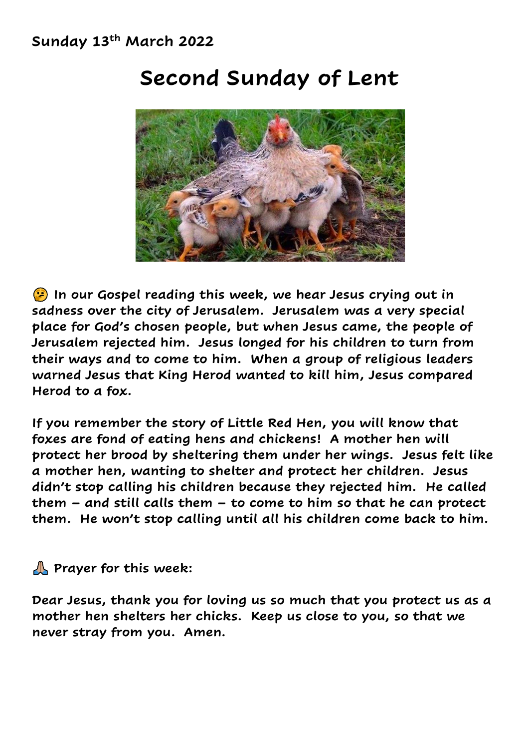**Sunday 13th March 2022**

# Second Sunday of Lent

🤔 **In our Gospel reading this week, we hear Jesus crying out in sadness over the city of Jerusalem. Jerusalem was a very special place for God's chosen people, but when Jesus came, the people of Jerusalem rejected him. Jesus longed for his children to turn from their ways and to come to him. When a group of religious leaders warned Jesus that King Herod wanted to kill him, Jesus compared Herod to a fox.**

**If you remember the story of Little Red Hen, you will know that foxes are fond of eating hens and chickens! A mother hen will protect her brood by sheltering them under her wings. Jesus felt like a mother hen, wanting to shelter and protect her children. Jesus didn't stop calling his children because they rejected him. He called them – and still calls them – to come to him so that he can protect them. He won't stop calling until all his children come back to him.**

🙏 **Prayer for this week:**

**Dear Jesus, thank you for loving us so much that you protect us as a mother hen shelters her chicks. Keep us close to you, so that we never stray from you. Amen.**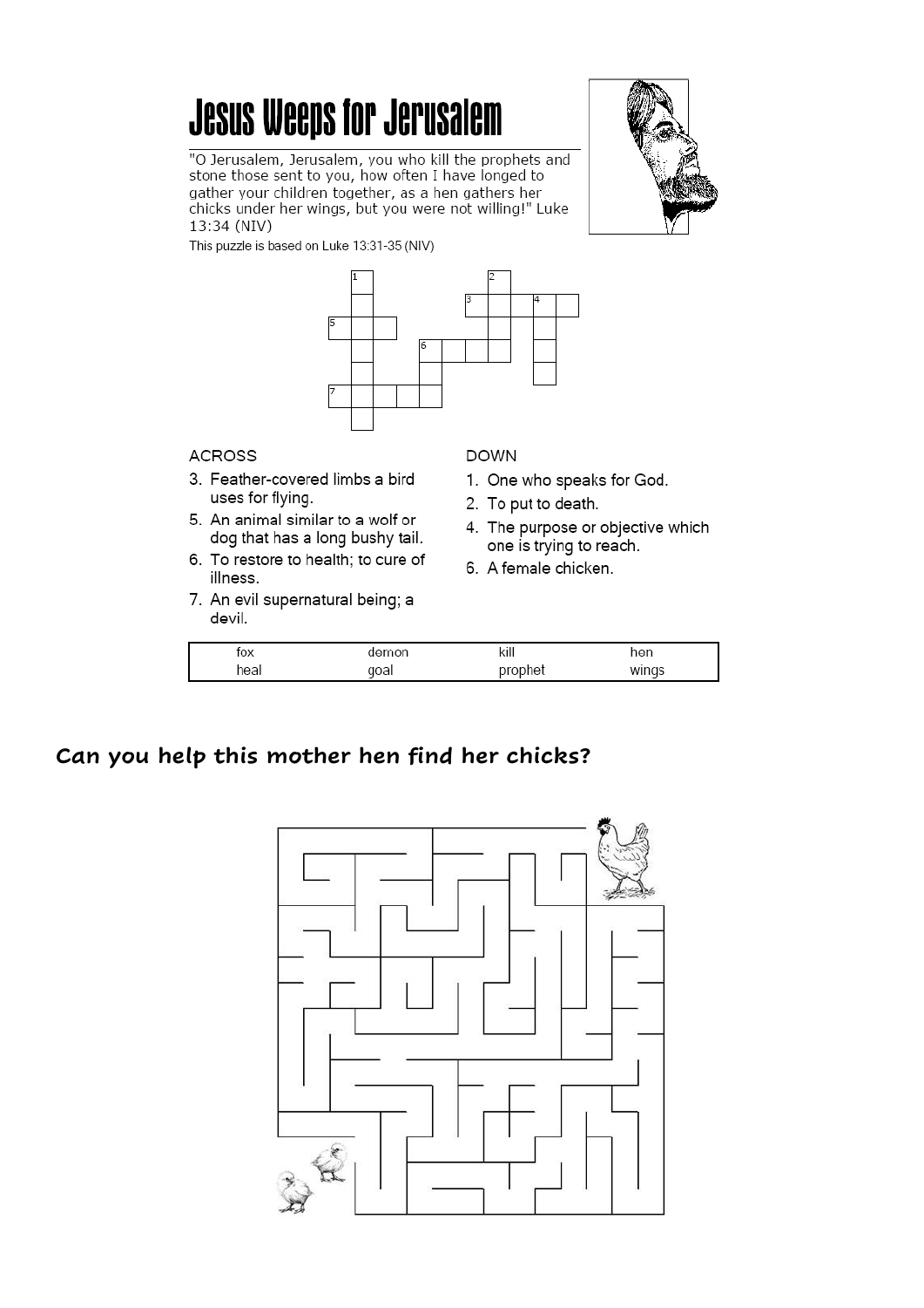# Jesus Weeps for Jerusalem

"O Jerusalem, Jerusalem, you who kill the prophets and stone those sent to you, how often I have longed to gather your children together, as a hen gathers her chicks under her wings, but you were not willing!" Luke 13:34 (NIV)

This puzzle is based on Luke 13:31-35 (NIV)

**ACROSS**

3. Feather-covered limbs a bird uses for flying.
5. An animal similar to a wolf or dog that has a long bushy tail.
6. To restore to health; to cure of illness.
7. An evil supernatural being; a devil.

**DOWN**

1. One who speaks for God.
2. To put to death.
4. The purpose or objective which one is trying to reach.
6. A female chicken.

| fox | demon | kill | hen |
|---|---|---|---|
| heal | goal | prophet | wings |

**Can you help this mother hen find her chicks?**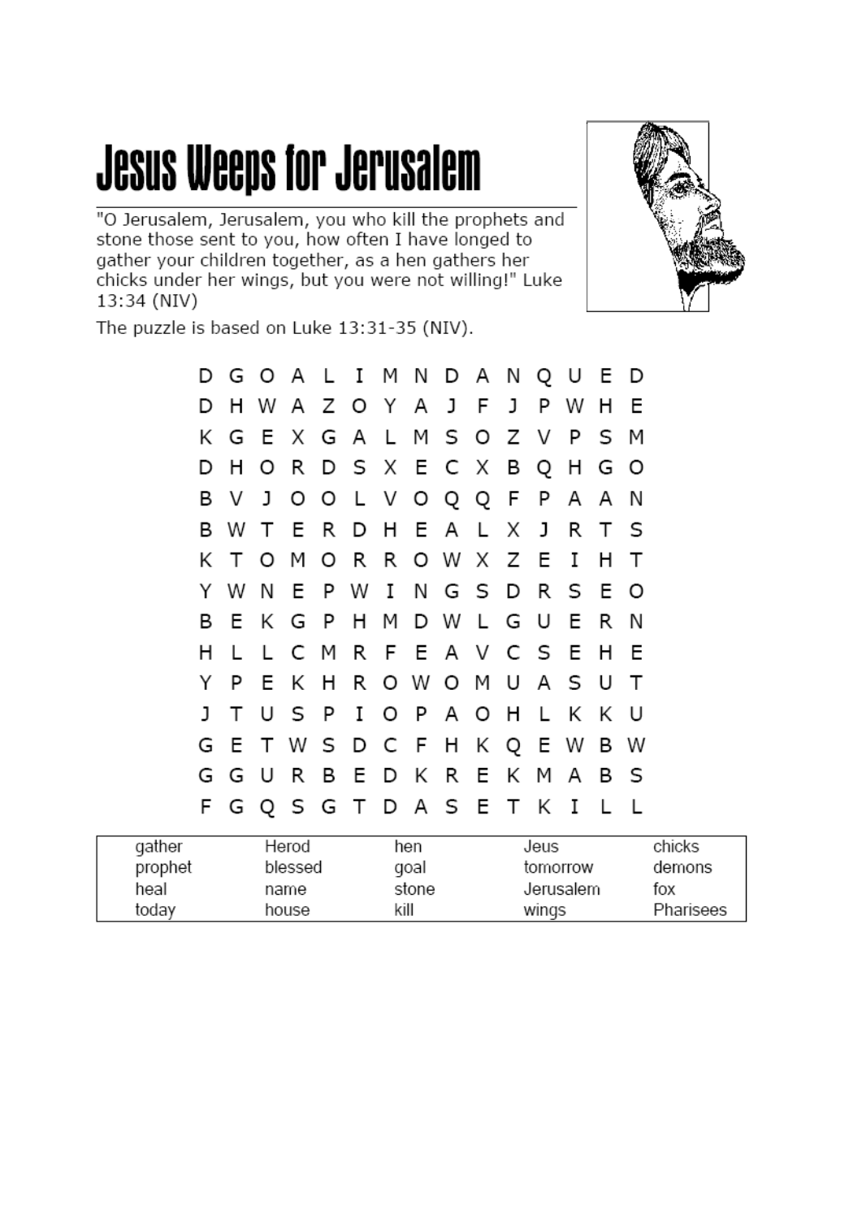# Jesus Weeps for Jerusalem

"O Jerusalem, Jerusalem, you who kill the prophets and stone those sent to you, how often I have longed to gather your children together, as a hen gathers her chicks under her wings, but you were not willing!" Luke 13:34 (NIV)

The puzzle is based on Luke 13:31-35 (NIV).

```
D G O A L I M N D A N Q U E D
D H W A Z O Y A J F J P W H E
K G E X G A L M S O Z V P S M
D H O R D S X E C X B Q H G O
B V J O O L V O Q Q F P A A N
B W T E R D H E A L X J R T S
K T O M O R R O W X Z E I H T
Y W N E P W I N G S D R S E O
B E K G P H M D W L G U E R N
H L L C M R F E A V C S E H E
Y P E K H R O W O M U A S U T
J T U S P I O P A O H L K K U
G E T W S D C F H K Q E W B W
G G U R B E D K R E K M A B S
F G Q S G T D A S E T K I L L
```

| | | | | |
|---|---|---|---|---|
| gather | Herod | hen | Jeus | chicks |
| prophet | blessed | goal | tomorrow | demons |
| heal | name | stone | Jerusalem | fox |
| today | house | kill | wings | Pharisees |